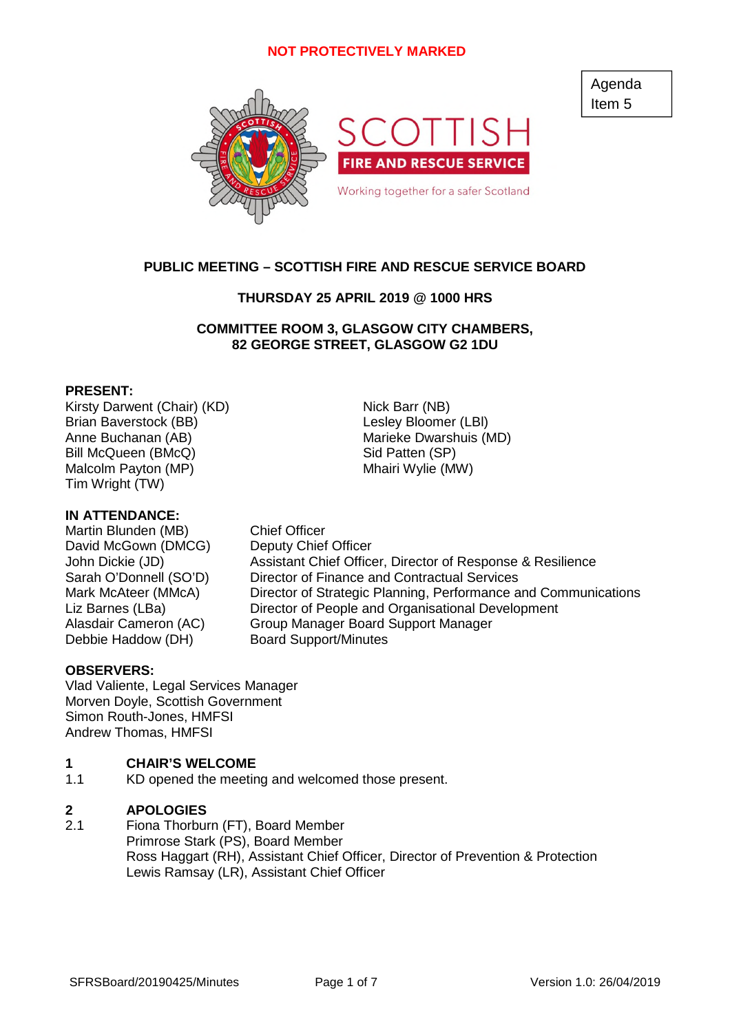**NOT PROTECTIVELY MARKED**

Agenda Item 5

SCOTTISH FIRE AND RESCUE SERVICE

Working together for a safer Scotland

# PUBLIC MEETING – SCOTTISH FIRE AND RESCUE SERVICE BOARD

**THURSDAY 25 APRIL 2019 @ 1000 HRS**

**COMMITTEE ROOM 3, GLASGOW CITY CHAMBERS, 82 GEORGE STREET, GLASGOW G2 1DU**

**PRESENT:**

Kirsty Darwent (Chair) (KD)
Brian Baverstock (BB)
Anne Buchanan (AB)
Bill McQueen (BMcQ)
Malcolm Payton (MP)
Tim Wright (TW)
Nick Barr (NB)
Lesley Bloomer (LBl)
Marieke Dwarshuis (MD)
Sid Patten (SP)
Mhairi Wylie (MW)

**IN ATTENDANCE:**

| | |
|---|---|
| Martin Blunden (MB) | Chief Officer |
| David McGown (DMCG) | Deputy Chief Officer |
| John Dickie (JD) | Assistant Chief Officer, Director of Response & Resilience |
| Sarah O'Donnell (SO'D) | Director of Finance and Contractual Services |
| Mark McAteer (MMcA) | Director of Strategic Planning, Performance and Communications |
| Liz Barnes (LBa) | Director of People and Organisational Development |
| Alasdair Cameron (AC) | Group Manager Board Support Manager |
| Debbie Haddow (DH) | Board Support/Minutes |

**OBSERVERS:**

Vlad Valiente, Legal Services Manager
Morven Doyle, Scottish Government
Simon Routh-Jones, HMFSI
Andrew Thomas, HMFSI

## 1 CHAIR'S WELCOME

1.1 KD opened the meeting and welcomed those present.

## 2 APOLOGIES

2.1 Fiona Thorburn (FT), Board Member
Primrose Stark (PS), Board Member
Ross Haggart (RH), Assistant Chief Officer, Director of Prevention & Protection
Lewis Ramsay (LR), Assistant Chief Officer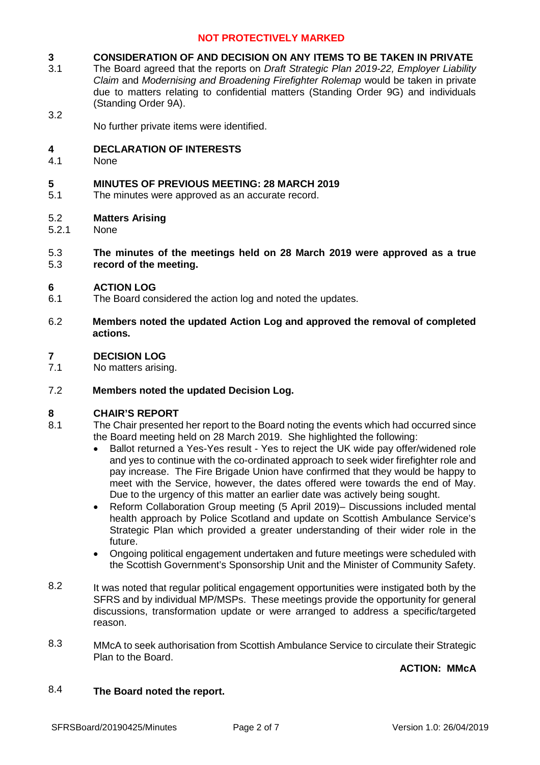**NOT PROTECTIVELY MARKED**

## 3 CONSIDERATION OF AND DECISION ON ANY ITEMS TO BE TAKEN IN PRIVATE

3.1 The Board agreed that the reports on *Draft Strategic Plan 2019-22, Employer Liability Claim* and *Modernising and Broadening Firefighter Rolemap* would be taken in private due to matters relating to confidential matters (Standing Order 9G) and individuals (Standing Order 9A).

3.2 No further private items were identified.

## 4 DECLARATION OF INTERESTS

4.1 None

## 5 MINUTES OF PREVIOUS MEETING: 28 MARCH 2019

5.1 The minutes were approved as an accurate record.

### 5.2 Matters Arising

5.2.1 None

5.3 **The minutes of the meetings held on 28 March 2019 were approved as a true record of the meeting.**

## 6 ACTION LOG

6.1 The Board considered the action log and noted the updates.

6.2 **Members noted the updated Action Log and approved the removal of completed actions.**

## 7 DECISION LOG

7.1 No matters arising.

7.2 **Members noted the updated Decision Log.**

## 8 CHAIR'S REPORT

8.1 The Chair presented her report to the Board noting the events which had occurred since the Board meeting held on 28 March 2019. She highlighted the following:

- Ballot returned a Yes-Yes result - Yes to reject the UK wide pay offer/widened role and yes to continue with the co-ordinated approach to seek wider firefighter role and pay increase. The Fire Brigade Union have confirmed that they would be happy to meet with the Service, however, the dates offered were towards the end of May. Due to the urgency of this matter an earlier date was actively being sought.
- Reform Collaboration Group meeting (5 April 2019)– Discussions included mental health approach by Police Scotland and update on Scottish Ambulance Service's Strategic Plan which provided a greater understanding of their wider role in the future.
- Ongoing political engagement undertaken and future meetings were scheduled with the Scottish Government's Sponsorship Unit and the Minister of Community Safety.

8.2 It was noted that regular political engagement opportunities were instigated both by the SFRS and by individual MP/MSPs. These meetings provide the opportunity for general discussions, transformation update or were arranged to address a specific/targeted reason.

8.3 MMcA to seek authorisation from Scottish Ambulance Service to circulate their Strategic Plan to the Board.

**ACTION: MMcA**

8.4 **The Board noted the report.**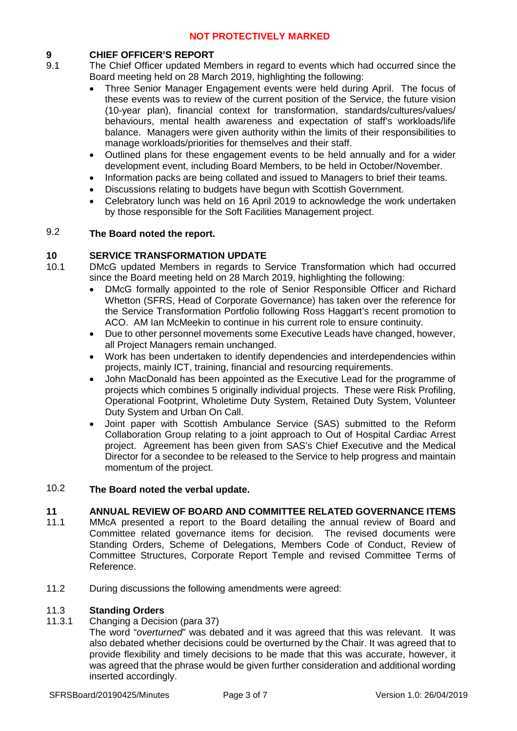**NOT PROTECTIVELY MARKED**

## 9 CHIEF OFFICER'S REPORT

9.1 The Chief Officer updated Members in regard to events which had occurred since the Board meeting held on 28 March 2019, highlighting the following:

- Three Senior Manager Engagement events were held during April. The focus of these events was to review of the current position of the Service, the future vision (10-year plan), financial context for transformation, standards/cultures/values/ behaviours, mental health awareness and expectation of staff's workloads/life balance. Managers were given authority within the limits of their responsibilities to manage workloads/priorities for themselves and their staff.
- Outlined plans for these engagement events to be held annually and for a wider development event, including Board Members, to be held in October/November.
- Information packs are being collated and issued to Managers to brief their teams.
- Discussions relating to budgets have begun with Scottish Government.
- Celebratory lunch was held on 16 April 2019 to acknowledge the work undertaken by those responsible for the Soft Facilities Management project.

9.2 **The Board noted the report.**

## 10 SERVICE TRANSFORMATION UPDATE

10.1 DMcG updated Members in regards to Service Transformation which had occurred since the Board meeting held on 28 March 2019, highlighting the following:

- DMcG formally appointed to the role of Senior Responsible Officer and Richard Whetton (SFRS, Head of Corporate Governance) has taken over the reference for the Service Transformation Portfolio following Ross Haggart's recent promotion to ACO. AM Ian McMeekin to continue in his current role to ensure continuity.
- Due to other personnel movements some Executive Leads have changed, however, all Project Managers remain unchanged.
- Work has been undertaken to identify dependencies and interdependencies within projects, mainly ICT, training, financial and resourcing requirements.
- John MacDonald has been appointed as the Executive Lead for the programme of projects which combines 5 originally individual projects. These were Risk Profiling, Operational Footprint, Wholetime Duty System, Retained Duty System, Volunteer Duty System and Urban On Call.
- Joint paper with Scottish Ambulance Service (SAS) submitted to the Reform Collaboration Group relating to a joint approach to Out of Hospital Cardiac Arrest project. Agreement has been given from SAS's Chief Executive and the Medical Director for a secondee to be released to the Service to help progress and maintain momentum of the project.

10.2 **The Board noted the verbal update.**

## 11 ANNUAL REVIEW OF BOARD AND COMMITTEE RELATED GOVERNANCE ITEMS

11.1 MMcA presented a report to the Board detailing the annual review of Board and Committee related governance items for decision. The revised documents were Standing Orders, Scheme of Delegations, Members Code of Conduct, Review of Committee Structures, Corporate Report Temple and revised Committee Terms of Reference.

11.2 During discussions the following amendments were agreed:

### 11.3 Standing Orders

11.3.1 Changing a Decision (para 37)

The word "*overturned*" was debated and it was agreed that this was relevant. It was also debated whether decisions could be overturned by the Chair. It was agreed that to provide flexibility and timely decisions to be made that this was accurate, however, it was agreed that the phrase would be given further consideration and additional wording inserted accordingly.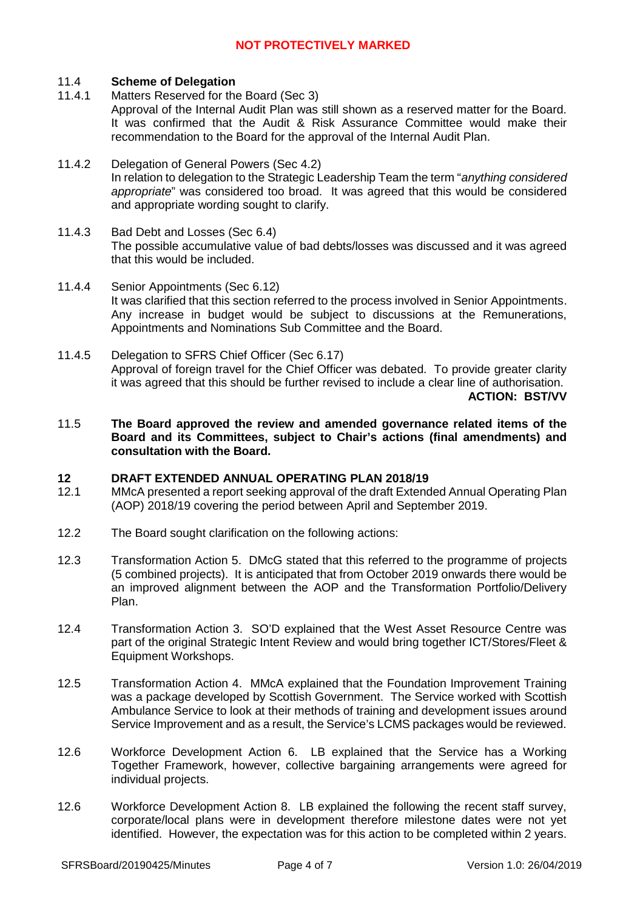### 11.4 **Scheme of Delegation**

11.4.1 Matters Reserved for the Board (Sec 3)
Approval of the Internal Audit Plan was still shown as a reserved matter for the Board. It was confirmed that the Audit & Risk Assurance Committee would make their recommendation to the Board for the approval of the Internal Audit Plan.

11.4.2 Delegation of General Powers (Sec 4.2)
In relation to delegation to the Strategic Leadership Team the term "*anything considered appropriate*" was considered too broad. It was agreed that this would be considered and appropriate wording sought to clarify.

11.4.3 Bad Debt and Losses (Sec 6.4)
The possible accumulative value of bad debts/losses was discussed and it was agreed that this would be included.

11.4.4 Senior Appointments (Sec 6.12)
It was clarified that this section referred to the process involved in Senior Appointments. Any increase in budget would be subject to discussions at the Remunerations, Appointments and Nominations Sub Committee and the Board.

11.4.5 Delegation to SFRS Chief Officer (Sec 6.17)
Approval of foreign travel for the Chief Officer was debated. To provide greater clarity it was agreed that this should be further revised to include a clear line of authorisation.

**ACTION: BST/VV**

11.5 **The Board approved the review and amended governance related items of the Board and its Committees, subject to Chair's actions (final amendments) and consultation with the Board.**

## 12 DRAFT EXTENDED ANNUAL OPERATING PLAN 2018/19

12.1 MMcA presented a report seeking approval of the draft Extended Annual Operating Plan (AOP) 2018/19 covering the period between April and September 2019.

12.2 The Board sought clarification on the following actions:

12.3 Transformation Action 5. DMcG stated that this referred to the programme of projects (5 combined projects). It is anticipated that from October 2019 onwards there would be an improved alignment between the AOP and the Transformation Portfolio/Delivery Plan.

12.4 Transformation Action 3. SO'D explained that the West Asset Resource Centre was part of the original Strategic Intent Review and would bring together ICT/Stores/Fleet & Equipment Workshops.

12.5 Transformation Action 4. MMcA explained that the Foundation Improvement Training was a package developed by Scottish Government. The Service worked with Scottish Ambulance Service to look at their methods of training and development issues around Service Improvement and as a result, the Service's LCMS packages would be reviewed.

12.6 Workforce Development Action 6. LB explained that the Service has a Working Together Framework, however, collective bargaining arrangements were agreed for individual projects.

12.6 Workforce Development Action 8. LB explained the following the recent staff survey, corporate/local plans were in development therefore milestone dates were not yet identified. However, the expectation was for this action to be completed within 2 years.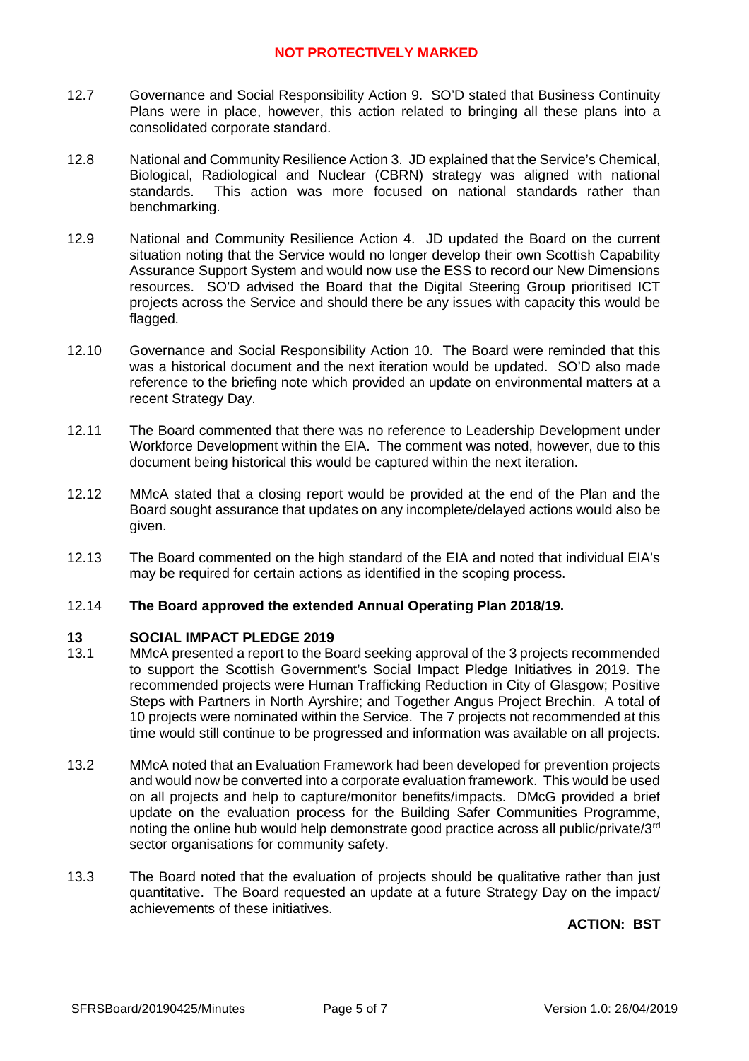12.7 Governance and Social Responsibility Action 9. SO'D stated that Business Continuity Plans were in place, however, this action related to bringing all these plans into a consolidated corporate standard.

12.8 National and Community Resilience Action 3. JD explained that the Service's Chemical, Biological, Radiological and Nuclear (CBRN) strategy was aligned with national standards. This action was more focused on national standards rather than benchmarking.

12.9 National and Community Resilience Action 4. JD updated the Board on the current situation noting that the Service would no longer develop their own Scottish Capability Assurance Support System and would now use the ESS to record our New Dimensions resources. SO'D advised the Board that the Digital Steering Group prioritised ICT projects across the Service and should there be any issues with capacity this would be flagged.

12.10 Governance and Social Responsibility Action 10. The Board were reminded that this was a historical document and the next iteration would be updated. SO'D also made reference to the briefing note which provided an update on environmental matters at a recent Strategy Day.

12.11 The Board commented that there was no reference to Leadership Development under Workforce Development within the EIA. The comment was noted, however, due to this document being historical this would be captured within the next iteration.

12.12 MMcA stated that a closing report would be provided at the end of the Plan and the Board sought assurance that updates on any incomplete/delayed actions would also be given.

12.13 The Board commented on the high standard of the EIA and noted that individual EIA's may be required for certain actions as identified in the scoping process.

12.14 **The Board approved the extended Annual Operating Plan 2018/19.**

## 13 SOCIAL IMPACT PLEDGE 2019

13.1 MMcA presented a report to the Board seeking approval of the 3 projects recommended to support the Scottish Government's Social Impact Pledge Initiatives in 2019. The recommended projects were Human Trafficking Reduction in City of Glasgow; Positive Steps with Partners in North Ayrshire; and Together Angus Project Brechin. A total of 10 projects were nominated within the Service. The 7 projects not recommended at this time would still continue to be progressed and information was available on all projects.

13.2 MMcA noted that an Evaluation Framework had been developed for prevention projects and would now be converted into a corporate evaluation framework. This would be used on all projects and help to capture/monitor benefits/impacts. DMcG provided a brief update on the evaluation process for the Building Safer Communities Programme, noting the online hub would help demonstrate good practice across all public/private/3rd sector organisations for community safety.

13.3 The Board noted that the evaluation of projects should be qualitative rather than just quantitative. The Board requested an update at a future Strategy Day on the impact/ achievements of these initiatives.

**ACTION: BST**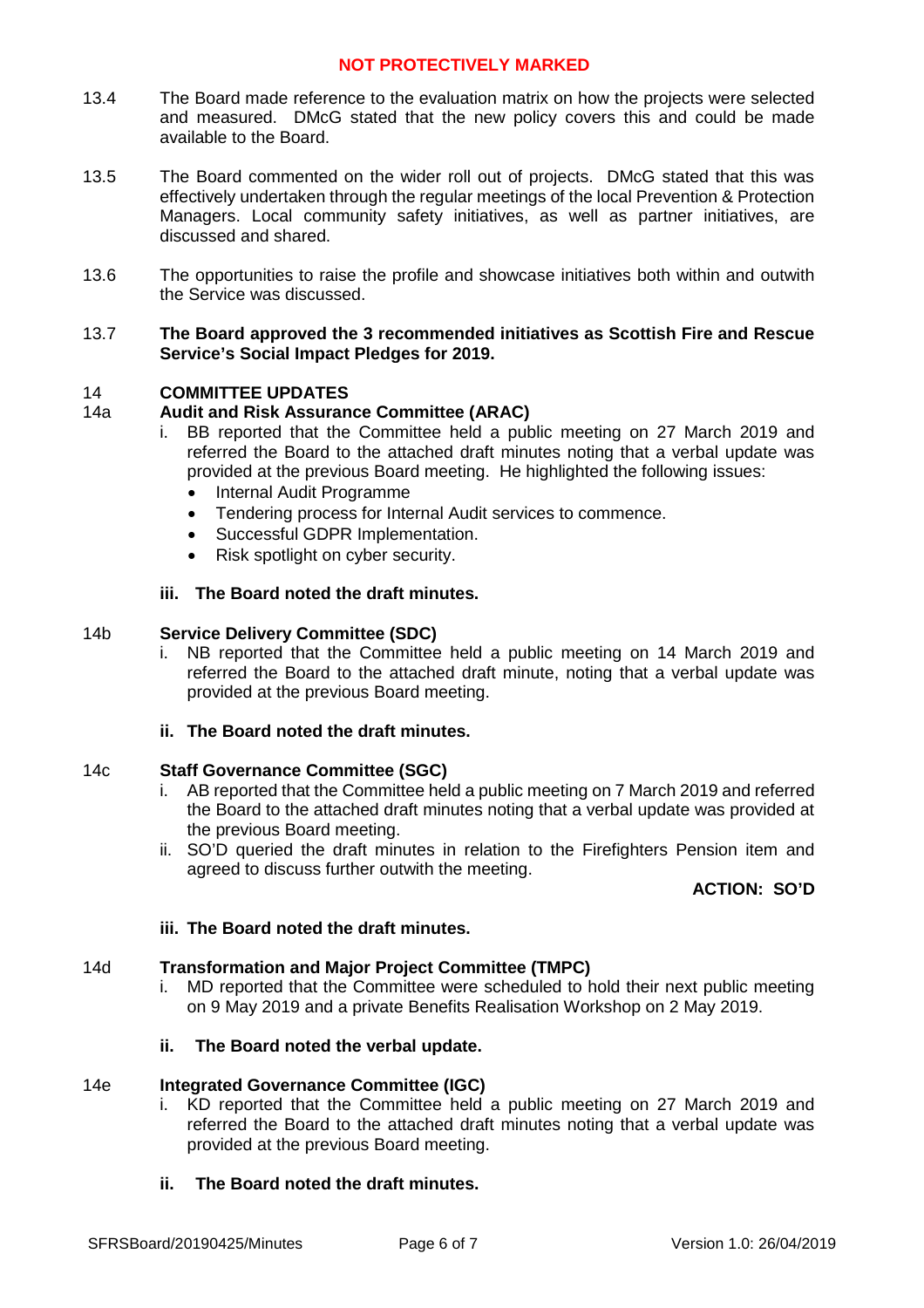NOT PROTECTIVELY MARKED

13.4 The Board made reference to the evaluation matrix on how the projects were selected and measured. DMcG stated that the new policy covers this and could be made available to the Board.

13.5 The Board commented on the wider roll out of projects. DMcG stated that this was effectively undertaken through the regular meetings of the local Prevention & Protection Managers. Local community safety initiatives, as well as partner initiatives, are discussed and shared.

13.6 The opportunities to raise the profile and showcase initiatives both within and outwith the Service was discussed.

13.7 **The Board approved the 3 recommended initiatives as Scottish Fire and Rescue Service's Social Impact Pledges for 2019.**

## 14 COMMITTEE UPDATES

### 14a Audit and Risk Assurance Committee (ARAC)

i. BB reported that the Committee held a public meeting on 27 March 2019 and referred the Board to the attached draft minutes noting that a verbal update was provided at the previous Board meeting. He highlighted the following issues:
   - Internal Audit Programme
   - Tendering process for Internal Audit services to commence.
   - Successful GDPR Implementation.
   - Risk spotlight on cyber security.

**iii. The Board noted the draft minutes.**

### 14b Service Delivery Committee (SDC)

i. NB reported that the Committee held a public meeting on 14 March 2019 and referred the Board to the attached draft minute, noting that a verbal update was provided at the previous Board meeting.

**ii. The Board noted the draft minutes.**

### 14c Staff Governance Committee (SGC)

i. AB reported that the Committee held a public meeting on 7 March 2019 and referred the Board to the attached draft minutes noting that a verbal update was provided at the previous Board meeting.

ii. SO'D queried the draft minutes in relation to the Firefighters Pension item and agreed to discuss further outwith the meeting.

**ACTION: SO'D**

**iii. The Board noted the draft minutes.**

### 14d Transformation and Major Project Committee (TMPC)

i. MD reported that the Committee were scheduled to hold their next public meeting on 9 May 2019 and a private Benefits Realisation Workshop on 2 May 2019.

**ii. The Board noted the verbal update.**

### 14e Integrated Governance Committee (IGC)

i. KD reported that the Committee held a public meeting on 27 March 2019 and referred the Board to the attached draft minutes noting that a verbal update was provided at the previous Board meeting.

**ii. The Board noted the draft minutes.**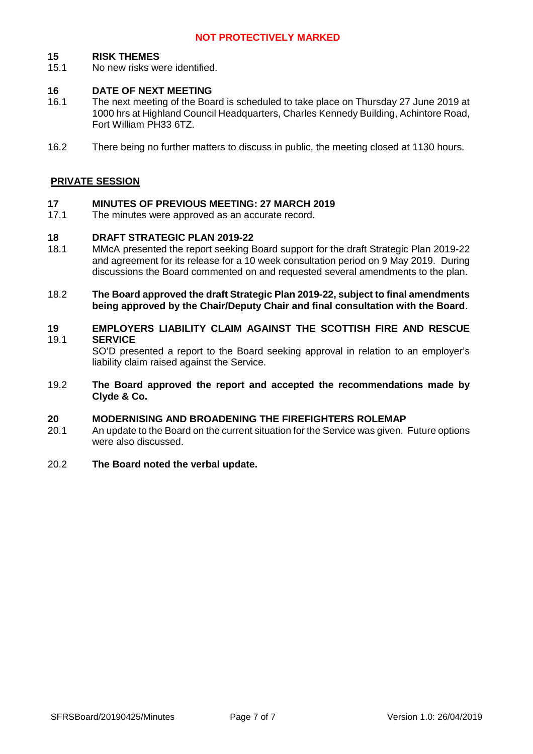## 15 RISK THEMES

15.1 No new risks were identified.

## 16 DATE OF NEXT MEETING

16.1 The next meeting of the Board is scheduled to take place on Thursday 27 June 2019 at 1000 hrs at Highland Council Headquarters, Charles Kennedy Building, Achintore Road, Fort William PH33 6TZ.

16.2 There being no further matters to discuss in public, the meeting closed at 1130 hours.

## PRIVATE SESSION

## 17 MINUTES OF PREVIOUS MEETING: 27 MARCH 2019

17.1 The minutes were approved as an accurate record.

## 18 DRAFT STRATEGIC PLAN 2019-22

18.1 MMcA presented the report seeking Board support for the draft Strategic Plan 2019-22 and agreement for its release for a 10 week consultation period on 9 May 2019. During discussions the Board commented on and requested several amendments to the plan.

18.2 **The Board approved the draft Strategic Plan 2019-22, subject to final amendments being approved by the Chair/Deputy Chair and final consultation with the Board**.

## 19 EMPLOYERS LIABILITY CLAIM AGAINST THE SCOTTISH FIRE AND RESCUE SERVICE

19.1 SO'D presented a report to the Board seeking approval in relation to an employer's liability claim raised against the Service.

19.2 **The Board approved the report and accepted the recommendations made by Clyde & Co.**

## 20 MODERNISING AND BROADENING THE FIREFIGHTERS ROLEMAP

20.1 An update to the Board on the current situation for the Service was given. Future options were also discussed.

20.2 **The Board noted the verbal update.**